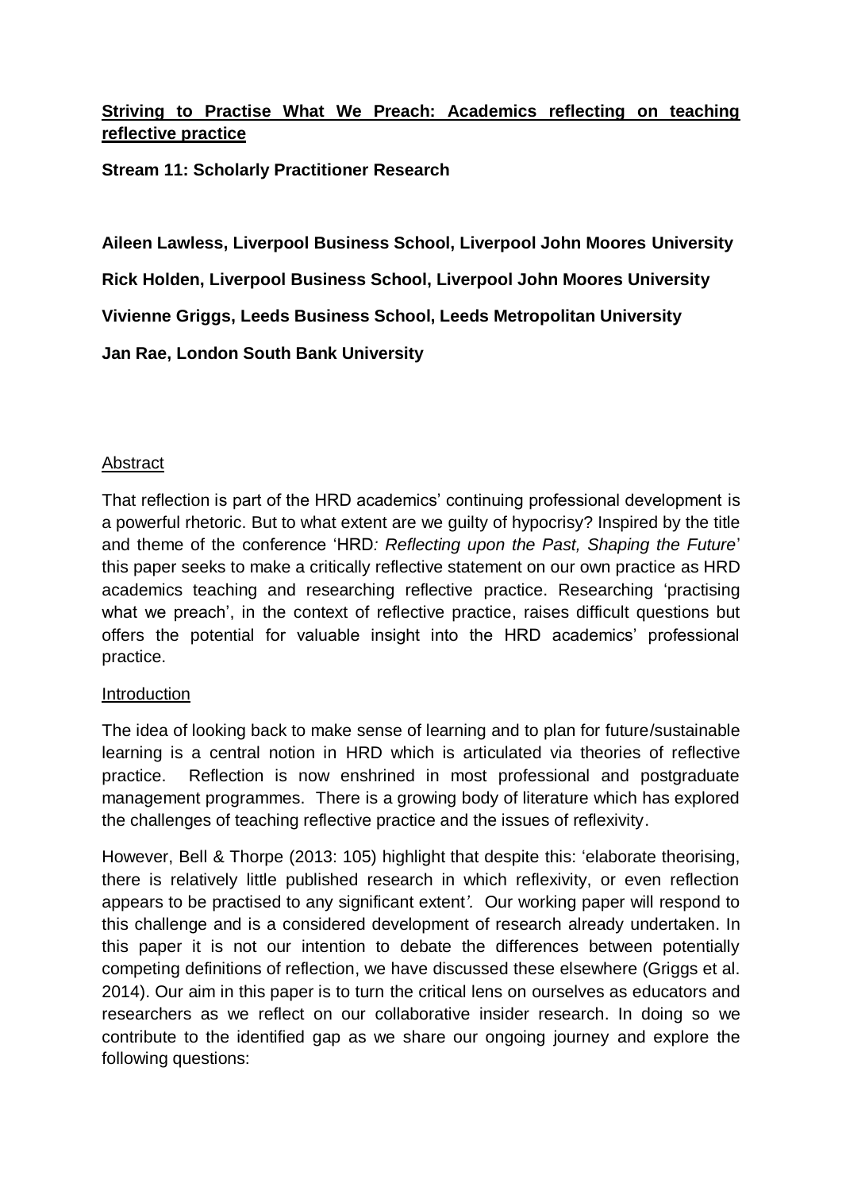# Striving to Practise What We Preach: Academics reflecting on teaching reflective practice

**Stream 11: Scholarly Practitioner Research**

**Aileen Lawless, Liverpool Business School, Liverpool John Moores University**

**Rick Holden, Liverpool Business School, Liverpool John Moores University**

**Vivienne Griggs, Leeds Business School, Leeds Metropolitan University**

**Jan Rae, London South Bank University**

## Abstract

That reflection is part of the HRD academics' continuing professional development is a powerful rhetoric. But to what extent are we guilty of hypocrisy? Inspired by the title and theme of the conference 'HRD*: Reflecting upon the Past, Shaping the Future*' this paper seeks to make a critically reflective statement on our own practice as HRD academics teaching and researching reflective practice. Researching 'practising what we preach', in the context of reflective practice, raises difficult questions but offers the potential for valuable insight into the HRD academics' professional practice.

## Introduction

The idea of looking back to make sense of learning and to plan for future/sustainable learning is a central notion in HRD which is articulated via theories of reflective practice. Reflection is now enshrined in most professional and postgraduate management programmes. There is a growing body of literature which has explored the challenges of teaching reflective practice and the issues of reflexivity.

However, Bell & Thorpe (2013: 105) highlight that despite this: 'elaborate theorising, there is relatively little published research in which reflexivity, or even reflection appears to be practised to any significant extent*'.* Our working paper will respond to this challenge and is a considered development of research already undertaken. In this paper it is not our intention to debate the differences between potentially competing definitions of reflection, we have discussed these elsewhere (Griggs et al. 2014). Our aim in this paper is to turn the critical lens on ourselves as educators and researchers as we reflect on our collaborative insider research. In doing so we contribute to the identified gap as we share our ongoing journey and explore the following questions: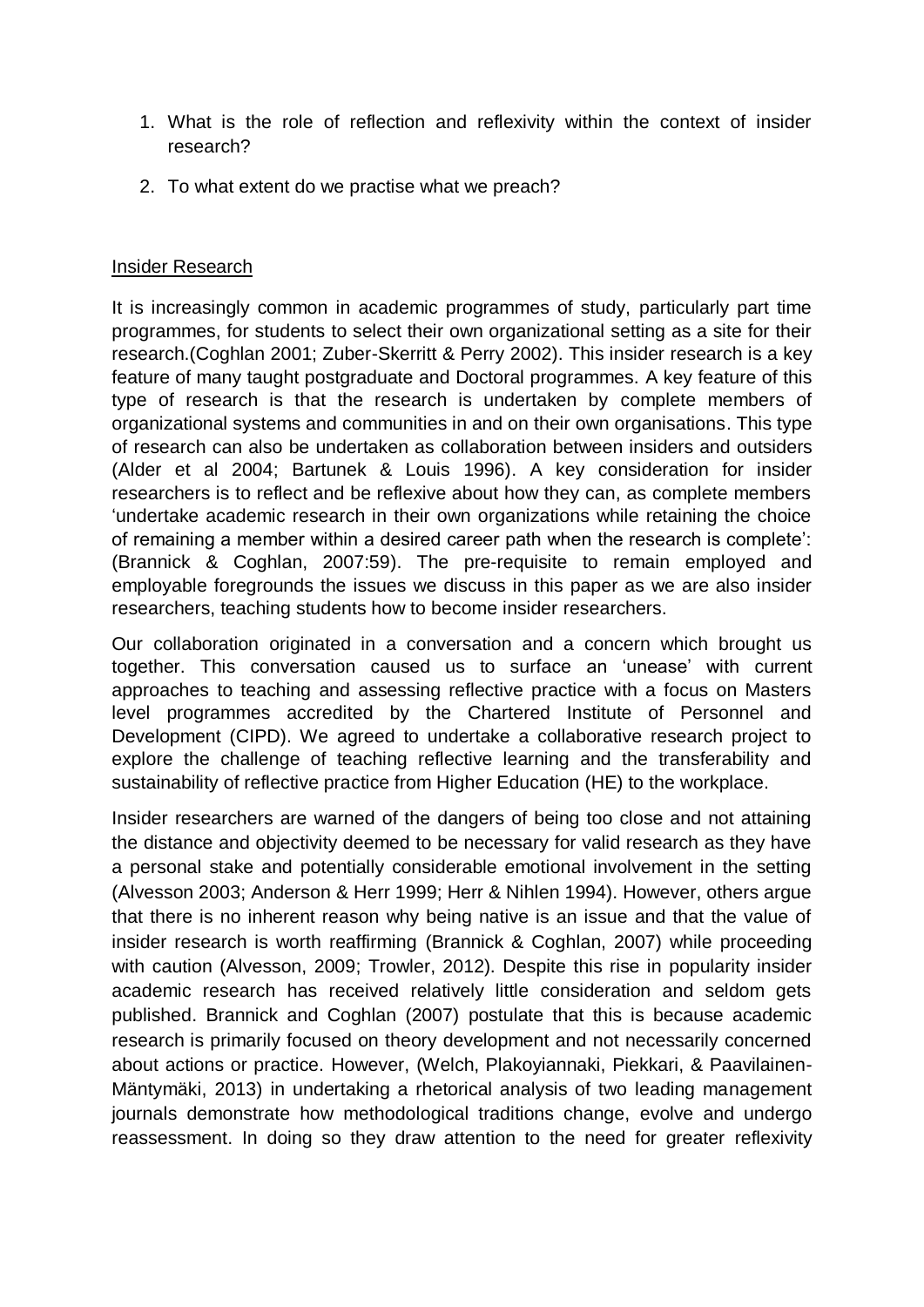1. What is the role of reflection and reflexivity within the context of insider research?
2. To what extent do we practise what we preach?

<u>Insider Research</u>

It is increasingly common in academic programmes of study, particularly part time programmes, for students to select their own organizational setting as a site for their research.(Coghlan 2001; Zuber-Skerritt & Perry 2002). This insider research is a key feature of many taught postgraduate and Doctoral programmes. A key feature of this type of research is that the research is undertaken by complete members of organizational systems and communities in and on their own organisations. This type of research can also be undertaken as collaboration between insiders and outsiders (Alder et al 2004; Bartunek & Louis 1996). A key consideration for insider researchers is to reflect and be reflexive about how they can, as complete members 'undertake academic research in their own organizations while retaining the choice of remaining a member within a desired career path when the research is complete': (Brannick & Coghlan, 2007:59). The pre-requisite to remain employed and employable foregrounds the issues we discuss in this paper as we are also insider researchers, teaching students how to become insider researchers.

Our collaboration originated in a conversation and a concern which brought us together. This conversation caused us to surface an 'unease' with current approaches to teaching and assessing reflective practice with a focus on Masters level programmes accredited by the Chartered Institute of Personnel and Development (CIPD). We agreed to undertake a collaborative research project to explore the challenge of teaching reflective learning and the transferability and sustainability of reflective practice from Higher Education (HE) to the workplace.

Insider researchers are warned of the dangers of being too close and not attaining the distance and objectivity deemed to be necessary for valid research as they have a personal stake and potentially considerable emotional involvement in the setting (Alvesson 2003; Anderson & Herr 1999; Herr & Nihlen 1994). However, others argue that there is no inherent reason why being native is an issue and that the value of insider research is worth reaffirming (Brannick & Coghlan, 2007) while proceeding with caution (Alvesson, 2009; Trowler, 2012). Despite this rise in popularity insider academic research has received relatively little consideration and seldom gets published. Brannick and Coghlan (2007) postulate that this is because academic research is primarily focused on theory development and not necessarily concerned about actions or practice. However, (Welch, Plakoyiannaki, Piekkari, & Paavilainen-Mäntymäki, 2013) in undertaking a rhetorical analysis of two leading management journals demonstrate how methodological traditions change, evolve and undergo reassessment. In doing so they draw attention to the need for greater reflexivity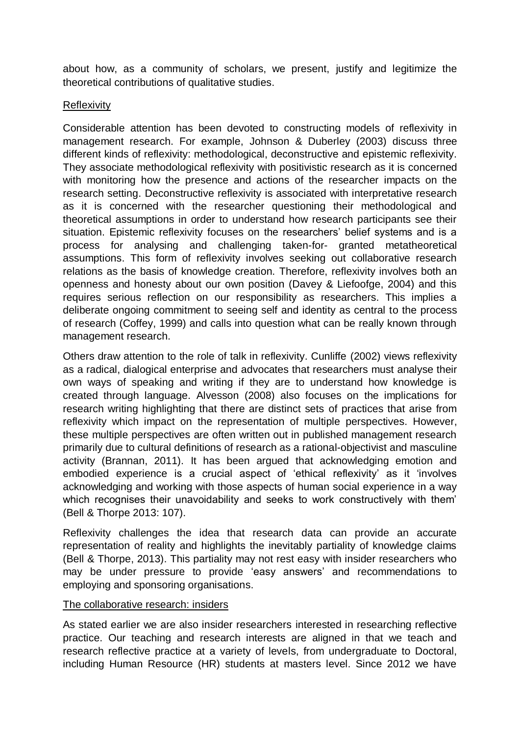about how, as a community of scholars, we present, justify and legitimize the theoretical contributions of qualitative studies.

## Reflexivity

Considerable attention has been devoted to constructing models of reflexivity in management research. For example, Johnson & Duberley (2003) discuss three different kinds of reflexivity: methodological, deconstructive and epistemic reflexivity. They associate methodological reflexivity with positivistic research as it is concerned with monitoring how the presence and actions of the researcher impacts on the research setting. Deconstructive reflexivity is associated with interpretative research as it is concerned with the researcher questioning their methodological and theoretical assumptions in order to understand how research participants see their situation. Epistemic reflexivity focuses on the researchers' belief systems and is a process for analysing and challenging taken-for- granted metatheoretical assumptions. This form of reflexivity involves seeking out collaborative research relations as the basis of knowledge creation. Therefore, reflexivity involves both an openness and honesty about our own position (Davey & Liefoofge, 2004) and this requires serious reflection on our responsibility as researchers. This implies a deliberate ongoing commitment to seeing self and identity as central to the process of research (Coffey, 1999) and calls into question what can be really known through management research.

Others draw attention to the role of talk in reflexivity. Cunliffe (2002) views reflexivity as a radical, dialogical enterprise and advocates that researchers must analyse their own ways of speaking and writing if they are to understand how knowledge is created through language. Alvesson (2008) also focuses on the implications for research writing highlighting that there are distinct sets of practices that arise from reflexivity which impact on the representation of multiple perspectives. However, these multiple perspectives are often written out in published management research primarily due to cultural definitions of research as a rational-objectivist and masculine activity (Brannan, 2011). It has been argued that acknowledging emotion and embodied experience is a crucial aspect of 'ethical reflexivity' as it 'involves acknowledging and working with those aspects of human social experience in a way which recognises their unavoidability and seeks to work constructively with them' (Bell & Thorpe 2013: 107).

Reflexivity challenges the idea that research data can provide an accurate representation of reality and highlights the inevitably partiality of knowledge claims (Bell & Thorpe, 2013). This partiality may not rest easy with insider researchers who may be under pressure to provide 'easy answers' and recommendations to employing and sponsoring organisations.

## The collaborative research: insiders

As stated earlier we are also insider researchers interested in researching reflective practice. Our teaching and research interests are aligned in that we teach and research reflective practice at a variety of levels, from undergraduate to Doctoral, including Human Resource (HR) students at masters level. Since 2012 we have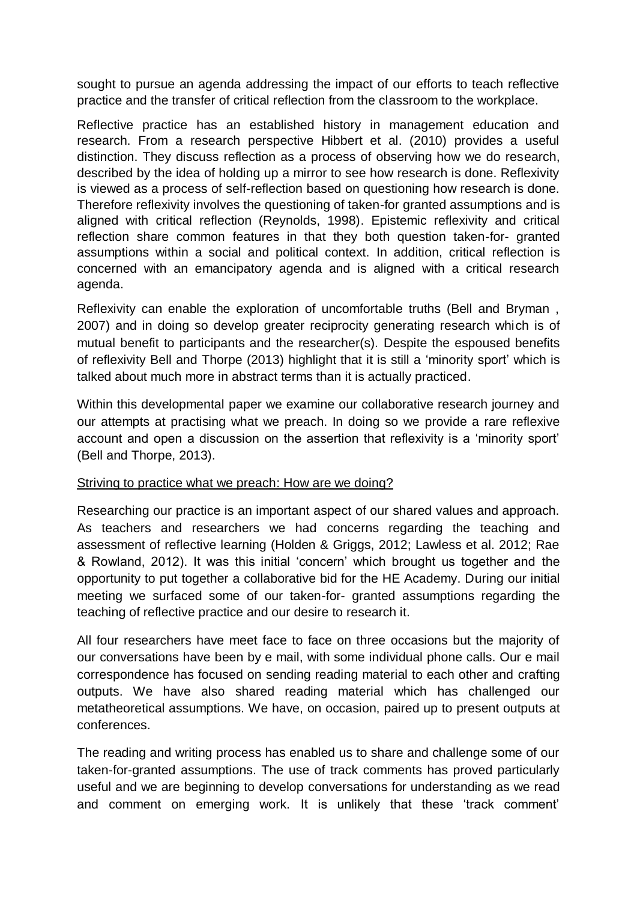sought to pursue an agenda addressing the impact of our efforts to teach reflective practice and the transfer of critical reflection from the classroom to the workplace.

Reflective practice has an established history in management education and research. From a research perspective Hibbert et al. (2010) provides a useful distinction. They discuss reflection as a process of observing how we do research, described by the idea of holding up a mirror to see how research is done. Reflexivity is viewed as a process of self-reflection based on questioning how research is done. Therefore reflexivity involves the questioning of taken-for granted assumptions and is aligned with critical reflection (Reynolds, 1998). Epistemic reflexivity and critical reflection share common features in that they both question taken-for- granted assumptions within a social and political context. In addition, critical reflection is concerned with an emancipatory agenda and is aligned with a critical research agenda.

Reflexivity can enable the exploration of uncomfortable truths (Bell and Bryman , 2007) and in doing so develop greater reciprocity generating research which is of mutual benefit to participants and the researcher(s). Despite the espoused benefits of reflexivity Bell and Thorpe (2013) highlight that it is still a 'minority sport' which is talked about much more in abstract terms than it is actually practiced.

Within this developmental paper we examine our collaborative research journey and our attempts at practising what we preach. In doing so we provide a rare reflexive account and open a discussion on the assertion that reflexivity is a 'minority sport' (Bell and Thorpe, 2013).

<u>Striving to practice what we preach: How are we doing?</u>

Researching our practice is an important aspect of our shared values and approach. As teachers and researchers we had concerns regarding the teaching and assessment of reflective learning (Holden & Griggs, 2012; Lawless et al. 2012; Rae & Rowland, 2012). It was this initial 'concern' which brought us together and the opportunity to put together a collaborative bid for the HE Academy. During our initial meeting we surfaced some of our taken-for- granted assumptions regarding the teaching of reflective practice and our desire to research it.

All four researchers have meet face to face on three occasions but the majority of our conversations have been by e mail, with some individual phone calls. Our e mail correspondence has focused on sending reading material to each other and crafting outputs. We have also shared reading material which has challenged our metatheoretical assumptions. We have, on occasion, paired up to present outputs at conferences.

The reading and writing process has enabled us to share and challenge some of our taken-for-granted assumptions. The use of track comments has proved particularly useful and we are beginning to develop conversations for understanding as we read and comment on emerging work. It is unlikely that these 'track comment'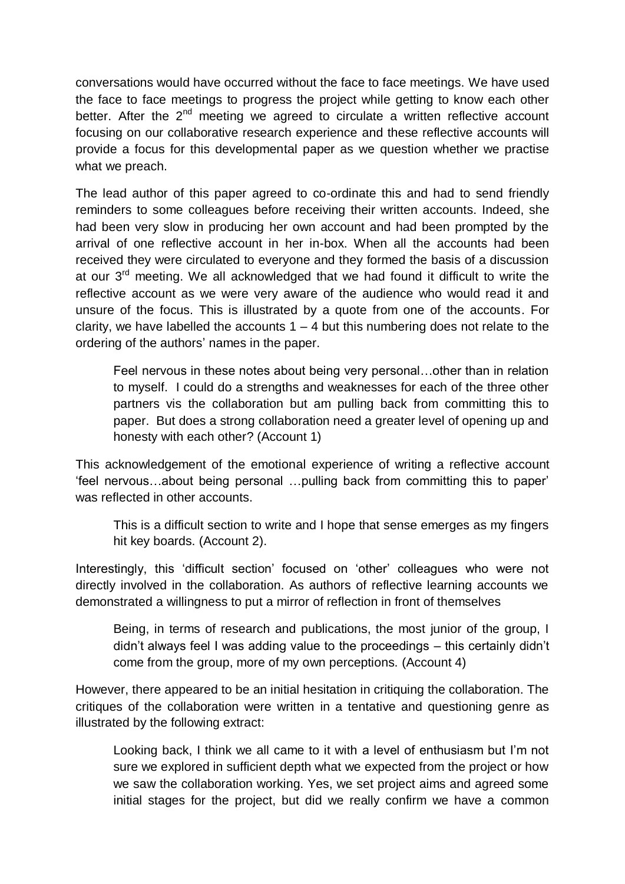conversations would have occurred without the face to face meetings. We have used the face to face meetings to progress the project while getting to know each other better. After the 2nd meeting we agreed to circulate a written reflective account focusing on our collaborative research experience and these reflective accounts will provide a focus for this developmental paper as we question whether we practise what we preach.

The lead author of this paper agreed to co-ordinate this and had to send friendly reminders to some colleagues before receiving their written accounts. Indeed, she had been very slow in producing her own account and had been prompted by the arrival of one reflective account in her in-box. When all the accounts had been received they were circulated to everyone and they formed the basis of a discussion at our 3rd meeting. We all acknowledged that we had found it difficult to write the reflective account as we were very aware of the audience who would read it and unsure of the focus. This is illustrated by a quote from one of the accounts. For clarity, we have labelled the accounts 1 – 4 but this numbering does not relate to the ordering of the authors' names in the paper.

> Feel nervous in these notes about being very personal…other than in relation to myself. I could do a strengths and weaknesses for each of the three other partners vis the collaboration but am pulling back from committing this to paper. But does a strong collaboration need a greater level of opening up and honesty with each other? (Account 1)

This acknowledgement of the emotional experience of writing a reflective account 'feel nervous…about being personal …pulling back from committing this to paper' was reflected in other accounts.

> This is a difficult section to write and I hope that sense emerges as my fingers hit key boards. (Account 2).

Interestingly, this 'difficult section' focused on 'other' colleagues who were not directly involved in the collaboration. As authors of reflective learning accounts we demonstrated a willingness to put a mirror of reflection in front of themselves

> Being, in terms of research and publications, the most junior of the group, I didn't always feel I was adding value to the proceedings – this certainly didn't come from the group, more of my own perceptions. (Account 4)

However, there appeared to be an initial hesitation in critiquing the collaboration. The critiques of the collaboration were written in a tentative and questioning genre as illustrated by the following extract:

> Looking back, I think we all came to it with a level of enthusiasm but I'm not sure we explored in sufficient depth what we expected from the project or how we saw the collaboration working. Yes, we set project aims and agreed some initial stages for the project, but did we really confirm we have a common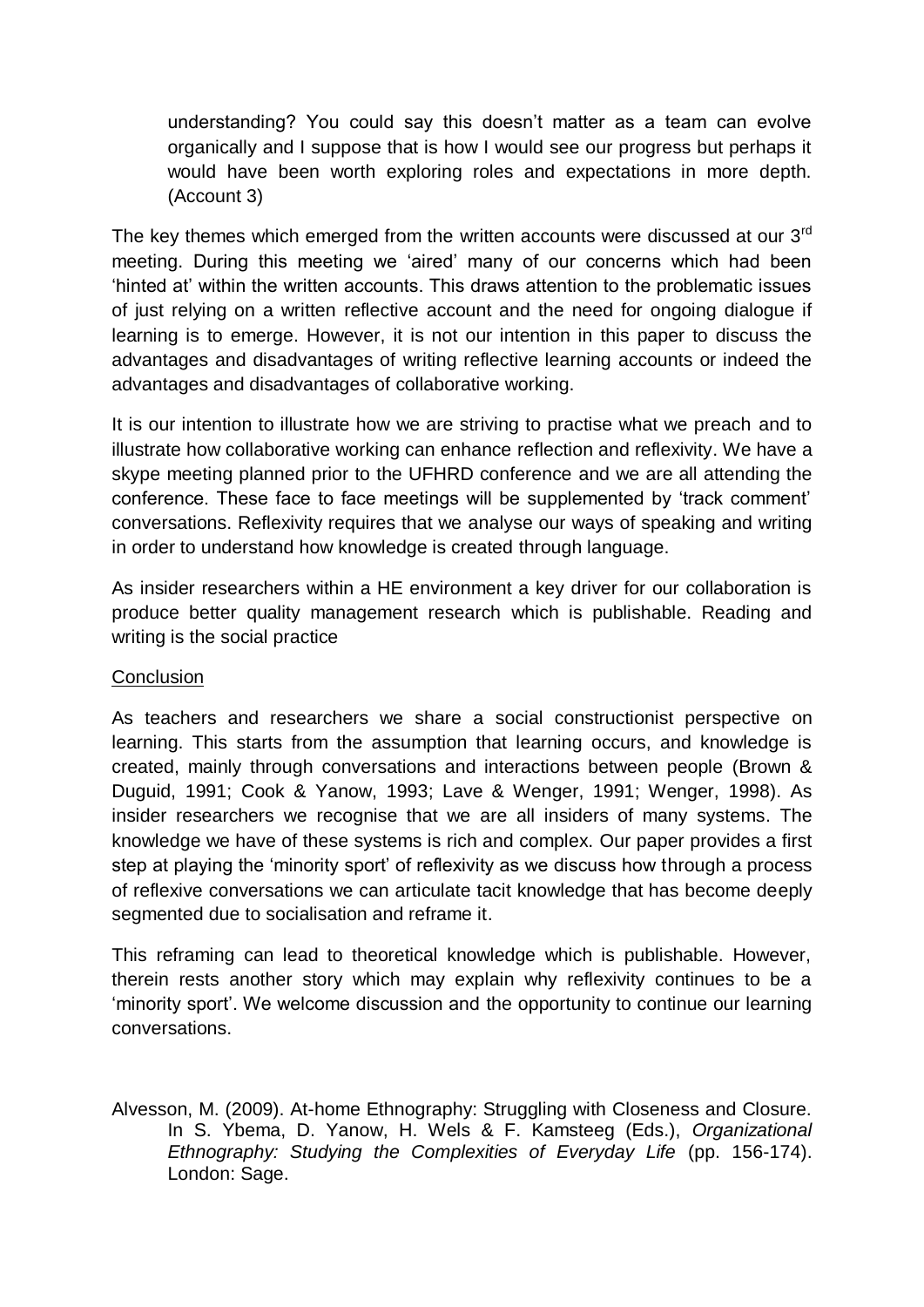> understanding? You could say this doesn't matter as a team can evolve organically and I suppose that is how I would see our progress but perhaps it would have been worth exploring roles and expectations in more depth. (Account 3)

The key themes which emerged from the written accounts were discussed at our 3rd meeting. During this meeting we 'aired' many of our concerns which had been 'hinted at' within the written accounts. This draws attention to the problematic issues of just relying on a written reflective account and the need for ongoing dialogue if learning is to emerge. However, it is not our intention in this paper to discuss the advantages and disadvantages of writing reflective learning accounts or indeed the advantages and disadvantages of collaborative working.

It is our intention to illustrate how we are striving to practise what we preach and to illustrate how collaborative working can enhance reflection and reflexivity. We have a skype meeting planned prior to the UFHRD conference and we are all attending the conference. These face to face meetings will be supplemented by 'track comment' conversations. Reflexivity requires that we analyse our ways of speaking and writing in order to understand how knowledge is created through language.

As insider researchers within a HE environment a key driver for our collaboration is produce better quality management research which is publishable. Reading and writing is the social practice

<u>Conclusion</u>

As teachers and researchers we share a social constructionist perspective on learning. This starts from the assumption that learning occurs, and knowledge is created, mainly through conversations and interactions between people (Brown & Duguid, 1991; Cook & Yanow, 1993; Lave & Wenger, 1991; Wenger, 1998). As insider researchers we recognise that we are all insiders of many systems. The knowledge we have of these systems is rich and complex. Our paper provides a first step at playing the 'minority sport' of reflexivity as we discuss how through a process of reflexive conversations we can articulate tacit knowledge that has become deeply segmented due to socialisation and reframe it.

This reframing can lead to theoretical knowledge which is publishable. However, therein rests another story which may explain why reflexivity continues to be a 'minority sport'. We welcome discussion and the opportunity to continue our learning conversations.

Alvesson, M. (2009). At-home Ethnography: Struggling with Closeness and Closure. In S. Ybema, D. Yanow, H. Wels & F. Kamsteeg (Eds.), *Organizational Ethnography: Studying the Complexities of Everyday Life* (pp. 156-174). London: Sage.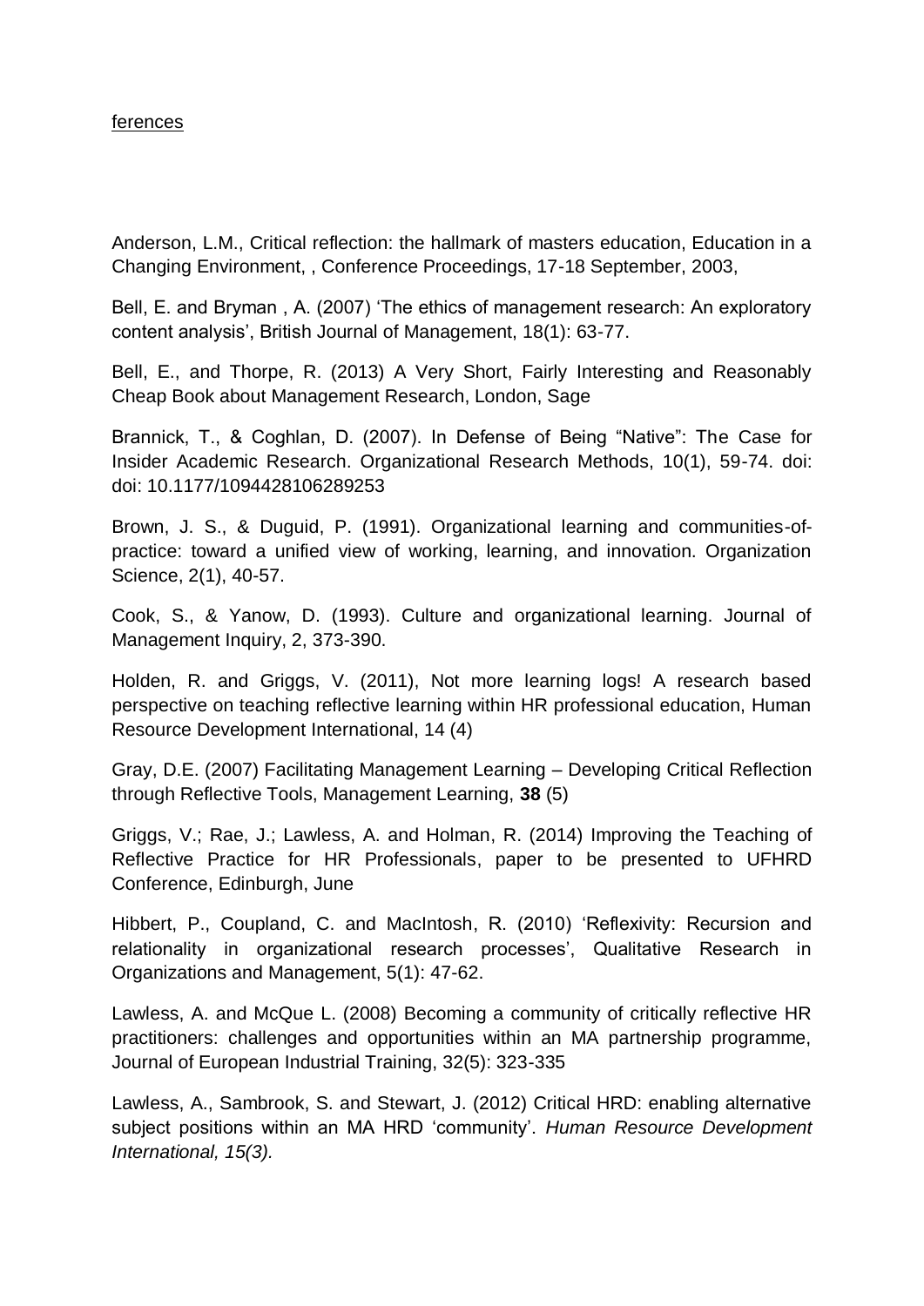ferences

Anderson, L.M., Critical reflection: the hallmark of masters education, Education in a Changing Environment, , Conference Proceedings, 17-18 September, 2003,

Bell, E. and Bryman , A. (2007) 'The ethics of management research: An exploratory content analysis', British Journal of Management, 18(1): 63-77.

Bell, E., and Thorpe, R. (2013) A Very Short, Fairly Interesting and Reasonably Cheap Book about Management Research, London, Sage

Brannick, T., & Coghlan, D. (2007). In Defense of Being "Native": The Case for Insider Academic Research. Organizational Research Methods, 10(1), 59-74. doi: doi: 10.1177/1094428106289253

Brown, J. S., & Duguid, P. (1991). Organizational learning and communities-of-practice: toward a unified view of working, learning, and innovation. Organization Science, 2(1), 40-57.

Cook, S., & Yanow, D. (1993). Culture and organizational learning. Journal of Management Inquiry, 2, 373-390.

Holden, R. and Griggs, V. (2011), Not more learning logs! A research based perspective on teaching reflective learning within HR professional education, Human Resource Development International, 14 (4)

Gray, D.E. (2007) Facilitating Management Learning – Developing Critical Reflection through Reflective Tools, Management Learning, **38** (5)

Griggs, V.; Rae, J.; Lawless, A. and Holman, R. (2014) Improving the Teaching of Reflective Practice for HR Professionals, paper to be presented to UFHRD Conference, Edinburgh, June

Hibbert, P., Coupland, C. and MacIntosh, R. (2010) 'Reflexivity: Recursion and relationality in organizational research processes', Qualitative Research in Organizations and Management, 5(1): 47-62.

Lawless, A. and McQue L. (2008) Becoming a community of critically reflective HR practitioners: challenges and opportunities within an MA partnership programme, Journal of European Industrial Training, 32(5): 323-335

Lawless, A., Sambrook, S. and Stewart, J. (2012) Critical HRD: enabling alternative subject positions within an MA HRD 'community'. *Human Resource Development International, 15(3).*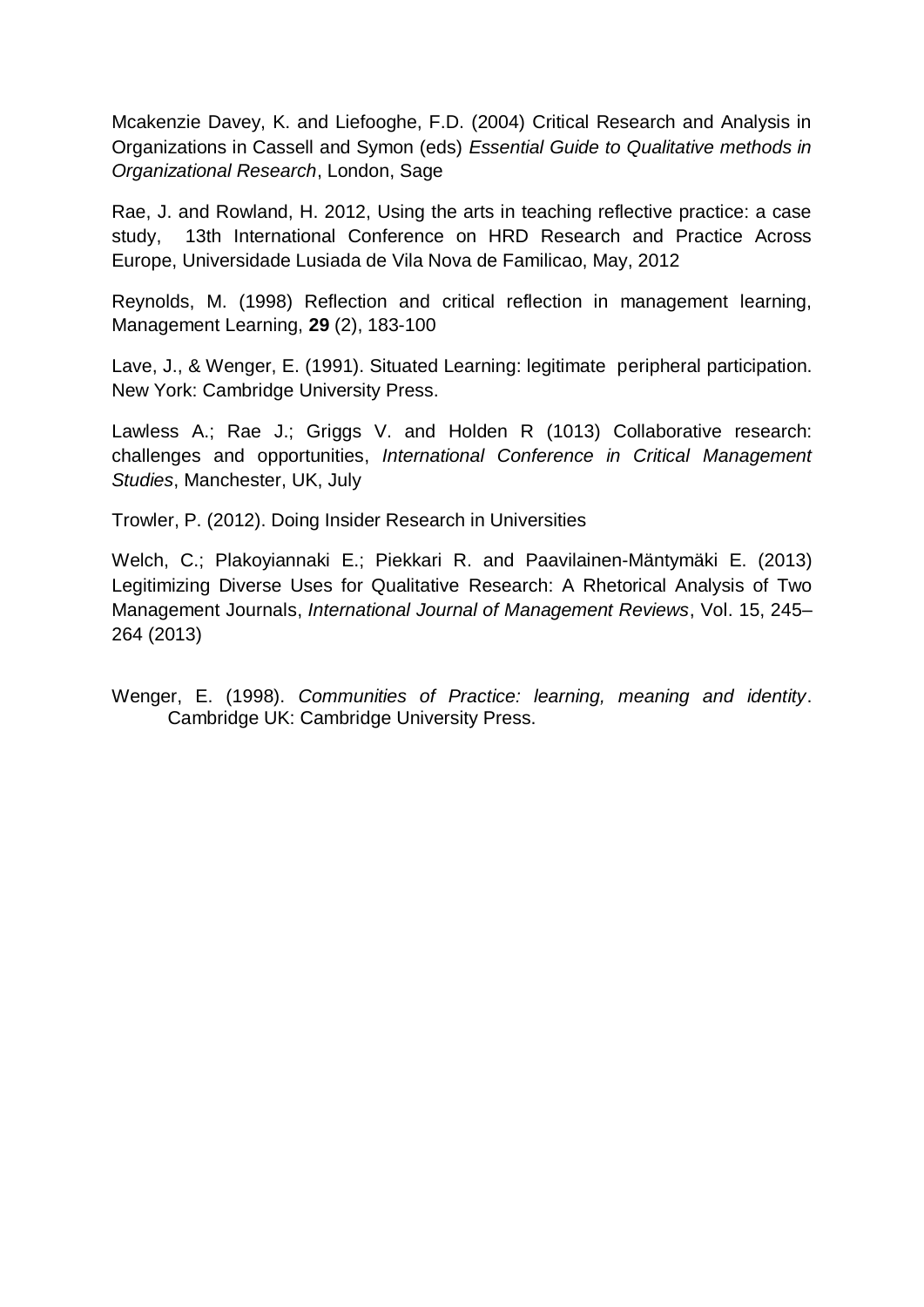Mcakenzie Davey, K. and Liefooghe, F.D. (2004) Critical Research and Analysis in Organizations in Cassell and Symon (eds) *Essential Guide to Qualitative methods in Organizational Research*, London, Sage

Rae, J. and Rowland, H. 2012, Using the arts in teaching reflective practice: a case study, 13th International Conference on HRD Research and Practice Across Europe, Universidade Lusiada de Vila Nova de Familicao, May, 2012

Reynolds, M. (1998) Reflection and critical reflection in management learning, Management Learning, **29** (2), 183-100

Lave, J., & Wenger, E. (1991). Situated Learning: legitimate peripheral participation. New York: Cambridge University Press.

Lawless A.; Rae J.; Griggs V. and Holden R (1013) Collaborative research: challenges and opportunities, *International Conference in Critical Management Studies*, Manchester, UK, July

Trowler, P. (2012). Doing Insider Research in Universities

Welch, C.; Plakoyiannaki E.; Piekkari R. and Paavilainen-Mäntymäki E. (2013) Legitimizing Diverse Uses for Qualitative Research: A Rhetorical Analysis of Two Management Journals, *International Journal of Management Reviews*, Vol. 15, 245–264 (2013)

Wenger, E. (1998). *Communities of Practice: learning, meaning and identity*. Cambridge UK: Cambridge University Press.